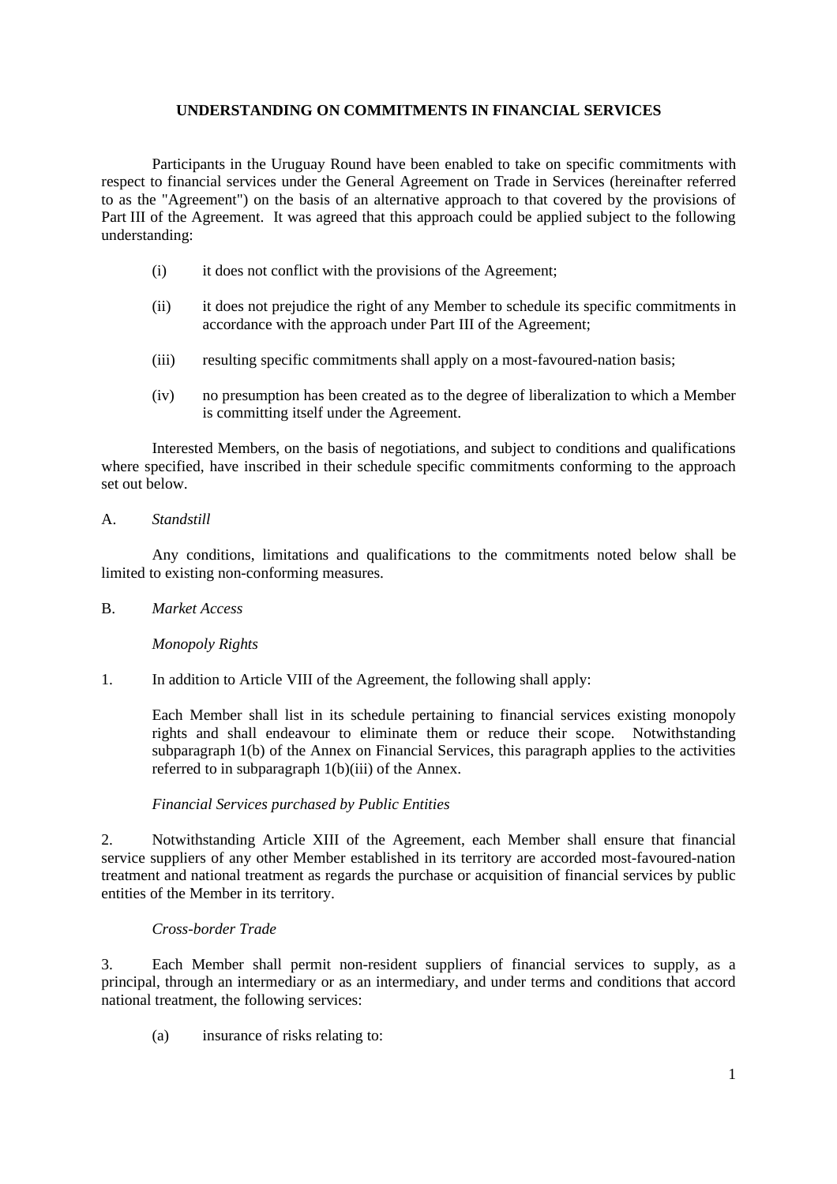# UNDERSTANDING ON COMMITMENTS IN FINANCIAL SERVICES

Participants in the Uruguay Round have been enabled to take on specific commitments with respect to financial services under the General Agreement on Trade in Services (hereinafter referred to as the "Agreement") on the basis of an alternative approach to that covered by the provisions of Part III of the Agreement. It was agreed that this approach could be applied subject to the following understanding:

(i) it does not conflict with the provisions of the Agreement;

(ii) it does not prejudice the right of any Member to schedule its specific commitments in accordance with the approach under Part III of the Agreement;

(iii) resulting specific commitments shall apply on a most-favoured-nation basis;

(iv) no presumption has been created as to the degree of liberalization to which a Member is committing itself under the Agreement.

Interested Members, on the basis of negotiations, and subject to conditions and qualifications where specified, have inscribed in their schedule specific commitments conforming to the approach set out below.

A. *Standstill*

Any conditions, limitations and qualifications to the commitments noted below shall be limited to existing non-conforming measures.

B. *Market Access*

*Monopoly Rights*

1. In addition to Article VIII of the Agreement, the following shall apply:

Each Member shall list in its schedule pertaining to financial services existing monopoly rights and shall endeavour to eliminate them or reduce their scope. Notwithstanding subparagraph 1(b) of the Annex on Financial Services, this paragraph applies to the activities referred to in subparagraph 1(b)(iii) of the Annex.

*Financial Services purchased by Public Entities*

2. Notwithstanding Article XIII of the Agreement, each Member shall ensure that financial service suppliers of any other Member established in its territory are accorded most-favoured-nation treatment and national treatment as regards the purchase or acquisition of financial services by public entities of the Member in its territory.

*Cross-border Trade*

3. Each Member shall permit non-resident suppliers of financial services to supply, as a principal, through an intermediary or as an intermediary, and under terms and conditions that accord national treatment, the following services:

(a) insurance of risks relating to: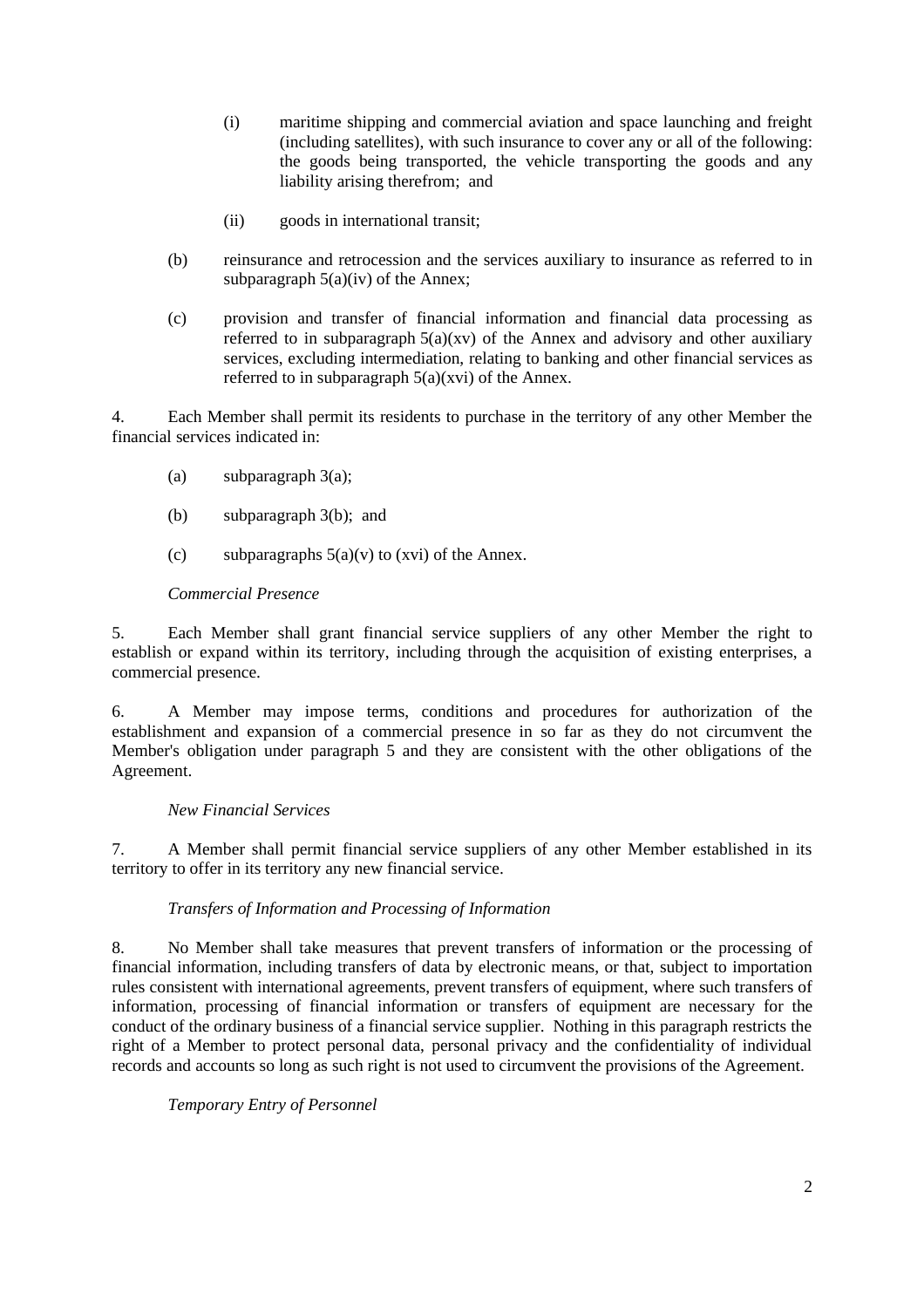(i) maritime shipping and commercial aviation and space launching and freight (including satellites), with such insurance to cover any or all of the following: the goods being transported, the vehicle transporting the goods and any liability arising therefrom; and

(ii) goods in international transit;

(b) reinsurance and retrocession and the services auxiliary to insurance as referred to in subparagraph 5(a)(iv) of the Annex;

(c) provision and transfer of financial information and financial data processing as referred to in subparagraph 5(a)(xv) of the Annex and advisory and other auxiliary services, excluding intermediation, relating to banking and other financial services as referred to in subparagraph 5(a)(xvi) of the Annex.

4. Each Member shall permit its residents to purchase in the territory of any other Member the financial services indicated in:

(a) subparagraph 3(a);

(b) subparagraph 3(b); and

(c) subparagraphs 5(a)(v) to (xvi) of the Annex.

*Commercial Presence*

5. Each Member shall grant financial service suppliers of any other Member the right to establish or expand within its territory, including through the acquisition of existing enterprises, a commercial presence.

6. A Member may impose terms, conditions and procedures for authorization of the establishment and expansion of a commercial presence in so far as they do not circumvent the Member's obligation under paragraph 5 and they are consistent with the other obligations of the Agreement.

*New Financial Services*

7. A Member shall permit financial service suppliers of any other Member established in its territory to offer in its territory any new financial service.

*Transfers of Information and Processing of Information*

8. No Member shall take measures that prevent transfers of information or the processing of financial information, including transfers of data by electronic means, or that, subject to importation rules consistent with international agreements, prevent transfers of equipment, where such transfers of information, processing of financial information or transfers of equipment are necessary for the conduct of the ordinary business of a financial service supplier. Nothing in this paragraph restricts the right of a Member to protect personal data, personal privacy and the confidentiality of individual records and accounts so long as such right is not used to circumvent the provisions of the Agreement.

*Temporary Entry of Personnel*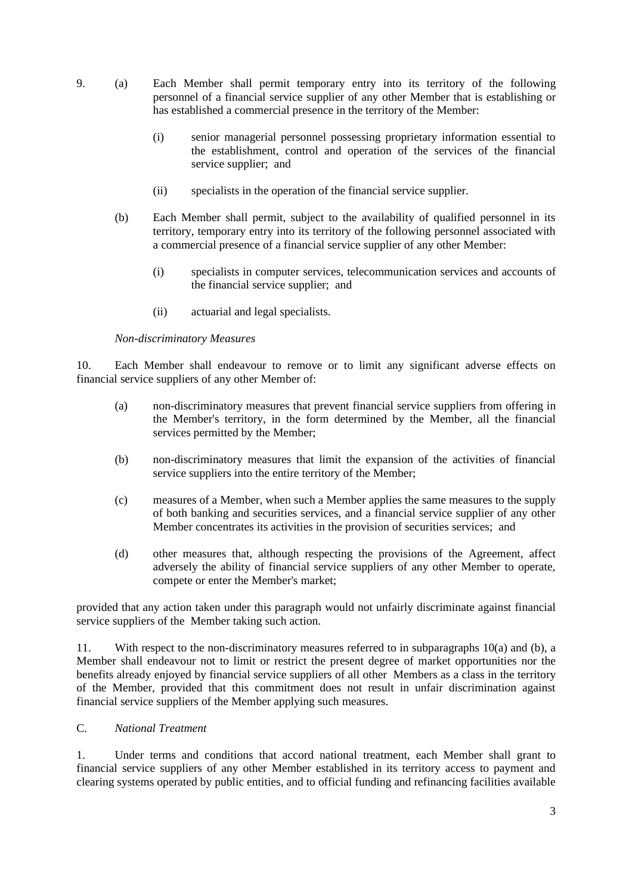9. (a) Each Member shall permit temporary entry into its territory of the following personnel of a financial service supplier of any other Member that is establishing or has established a commercial presence in the territory of the Member:

   (i) senior managerial personnel possessing proprietary information essential to the establishment, control and operation of the services of the financial service supplier; and

   (ii) specialists in the operation of the financial service supplier.

   (b) Each Member shall permit, subject to the availability of qualified personnel in its territory, temporary entry into its territory of the following personnel associated with a commercial presence of a financial service supplier of any other Member:

   (i) specialists in computer services, telecommunication services and accounts of the financial service supplier; and

   (ii) actuarial and legal specialists.

*Non-discriminatory Measures*

10. Each Member shall endeavour to remove or to limit any significant adverse effects on financial service suppliers of any other Member of:

   (a) non-discriminatory measures that prevent financial service suppliers from offering in the Member's territory, in the form determined by the Member, all the financial services permitted by the Member;

   (b) non-discriminatory measures that limit the expansion of the activities of financial service suppliers into the entire territory of the Member;

   (c) measures of a Member, when such a Member applies the same measures to the supply of both banking and securities services, and a financial service supplier of any other Member concentrates its activities in the provision of securities services; and

   (d) other measures that, although respecting the provisions of the Agreement, affect adversely the ability of financial service suppliers of any other Member to operate, compete or enter the Member's market;

provided that any action taken under this paragraph would not unfairly discriminate against financial service suppliers of the Member taking such action.

11. With respect to the non-discriminatory measures referred to in subparagraphs 10(a) and (b), a Member shall endeavour not to limit or restrict the present degree of market opportunities nor the benefits already enjoyed by financial service suppliers of all other Members as a class in the territory of the Member, provided that this commitment does not result in unfair discrimination against financial service suppliers of the Member applying such measures.

C. *National Treatment*

1. Under terms and conditions that accord national treatment, each Member shall grant to financial service suppliers of any other Member established in its territory access to payment and clearing systems operated by public entities, and to official funding and refinancing facilities available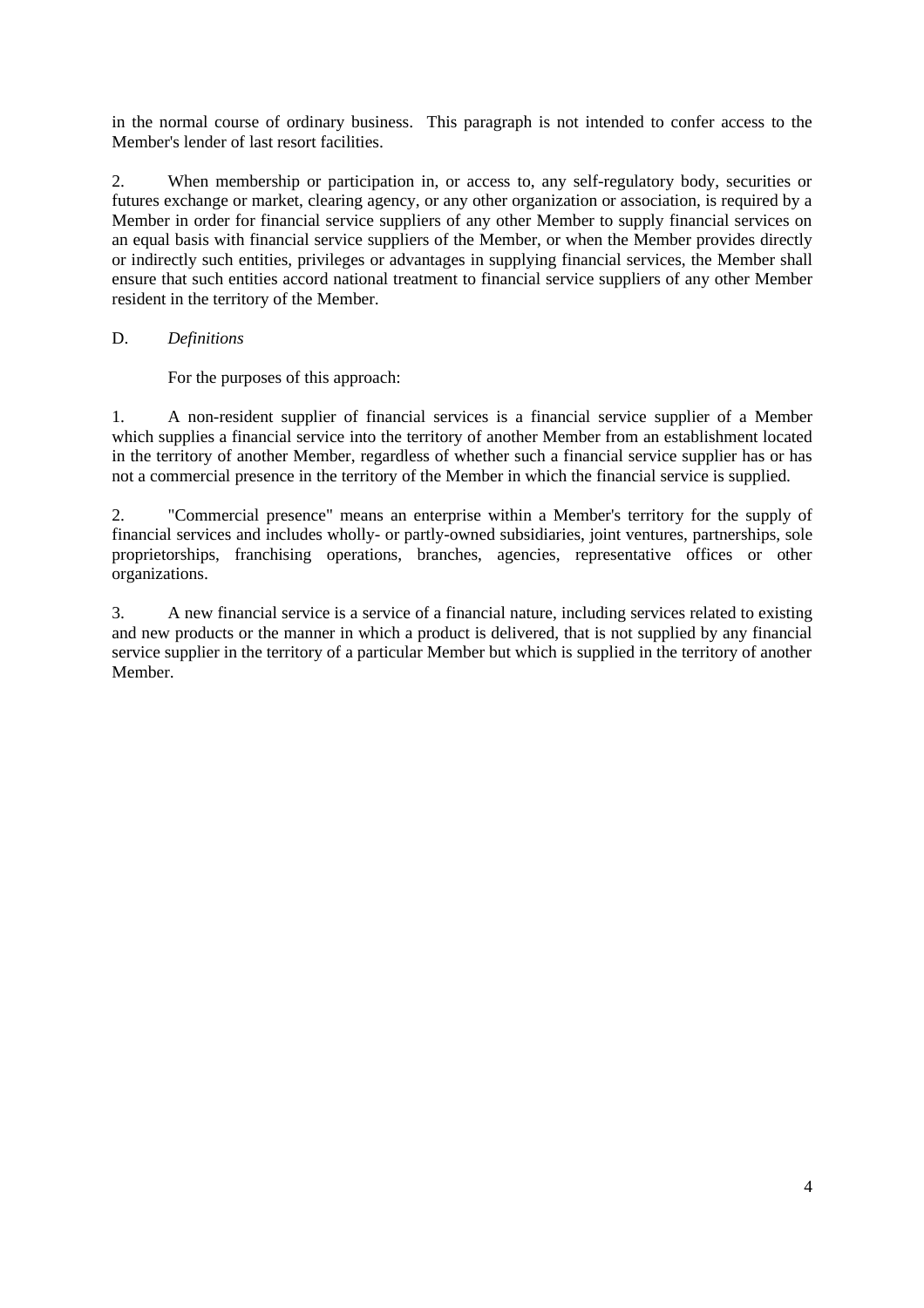in the normal course of ordinary business. This paragraph is not intended to confer access to the Member's lender of last resort facilities.

2. When membership or participation in, or access to, any self-regulatory body, securities or futures exchange or market, clearing agency, or any other organization or association, is required by a Member in order for financial service suppliers of any other Member to supply financial services on an equal basis with financial service suppliers of the Member, or when the Member provides directly or indirectly such entities, privileges or advantages in supplying financial services, the Member shall ensure that such entities accord national treatment to financial service suppliers of any other Member resident in the territory of the Member.

D. *Definitions*

For the purposes of this approach:

1. A non-resident supplier of financial services is a financial service supplier of a Member which supplies a financial service into the territory of another Member from an establishment located in the territory of another Member, regardless of whether such a financial service supplier has or has not a commercial presence in the territory of the Member in which the financial service is supplied.

2. "Commercial presence" means an enterprise within a Member's territory for the supply of financial services and includes wholly- or partly-owned subsidiaries, joint ventures, partnerships, sole proprietorships, franchising operations, branches, agencies, representative offices or other organizations.

3. A new financial service is a service of a financial nature, including services related to existing and new products or the manner in which a product is delivered, that is not supplied by any financial service supplier in the territory of a particular Member but which is supplied in the territory of another Member.